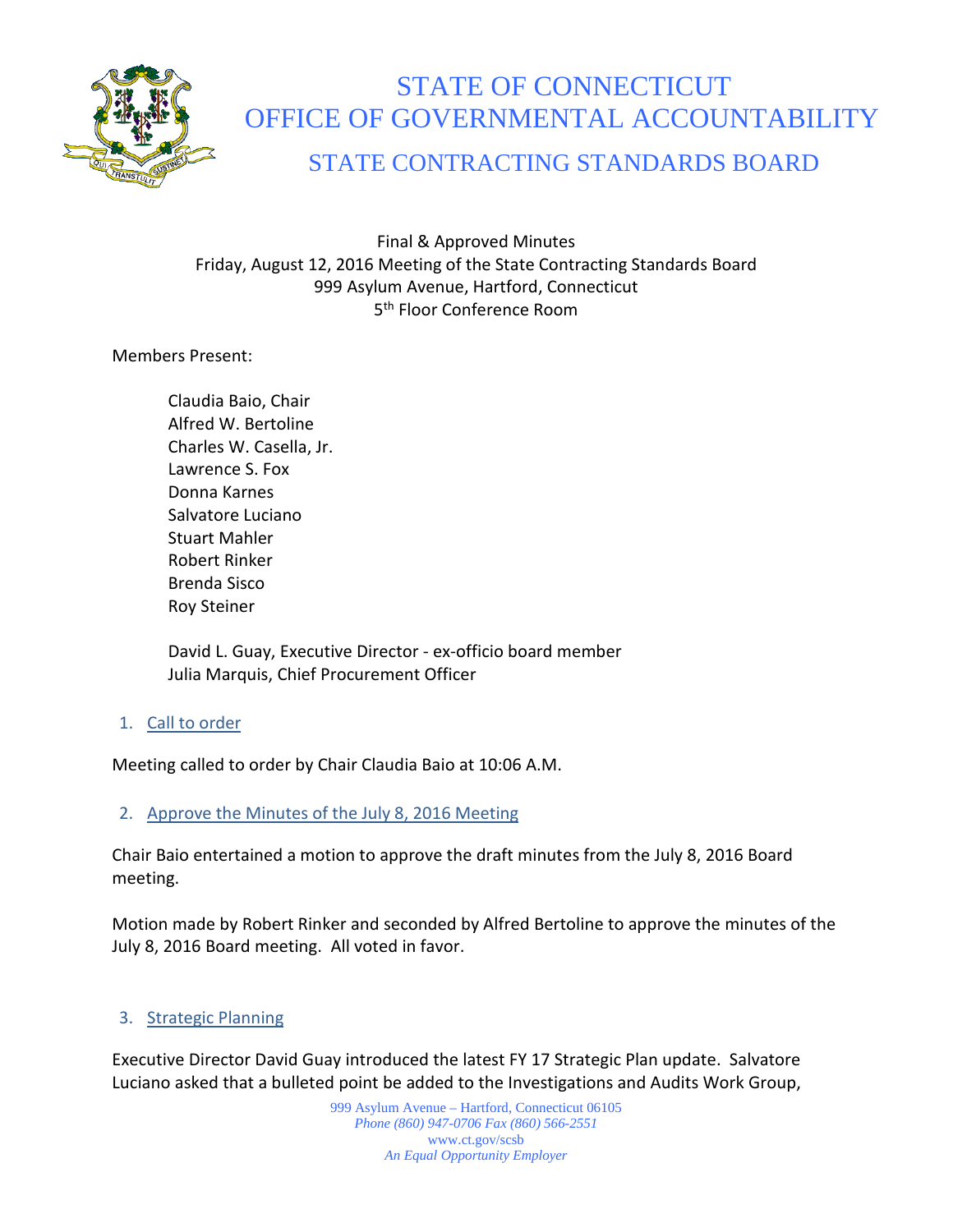# STATE OF CONNECTICUT
# OFFICE OF GOVERNMENTAL ACCOUNTABILITY
## STATE CONTRACTING STANDARDS BOARD

Final & Approved Minutes
Friday, August 12, 2016 Meeting of the State Contracting Standards Board
999 Asylum Avenue, Hartford, Connecticut
5th Floor Conference Room

Members Present:

Claudia Baio, Chair
Alfred W. Bertoline
Charles W. Casella, Jr.
Lawrence S. Fox
Donna Karnes
Salvatore Luciano
Stuart Mahler
Robert Rinker
Brenda Sisco
Roy Steiner

David L. Guay, Executive Director - ex-officio board member
Julia Marquis, Chief Procurement Officer

1. Call to order

Meeting called to order by Chair Claudia Baio at 10:06 A.M.

2. Approve the Minutes of the July 8, 2016 Meeting

Chair Baio entertained a motion to approve the draft minutes from the July 8, 2016 Board meeting.

Motion made by Robert Rinker and seconded by Alfred Bertoline to approve the minutes of the July 8, 2016 Board meeting. All voted in favor.

3. Strategic Planning

Executive Director David Guay introduced the latest FY 17 Strategic Plan update. Salvatore Luciano asked that a bulleted point be added to the Investigations and Audits Work Group,

999 Asylum Avenue – Hartford, Connecticut 06105
*Phone (860) 947-0706 Fax (860) 566-2551*
www.ct.gov/scsb
*An Equal Opportunity Employer*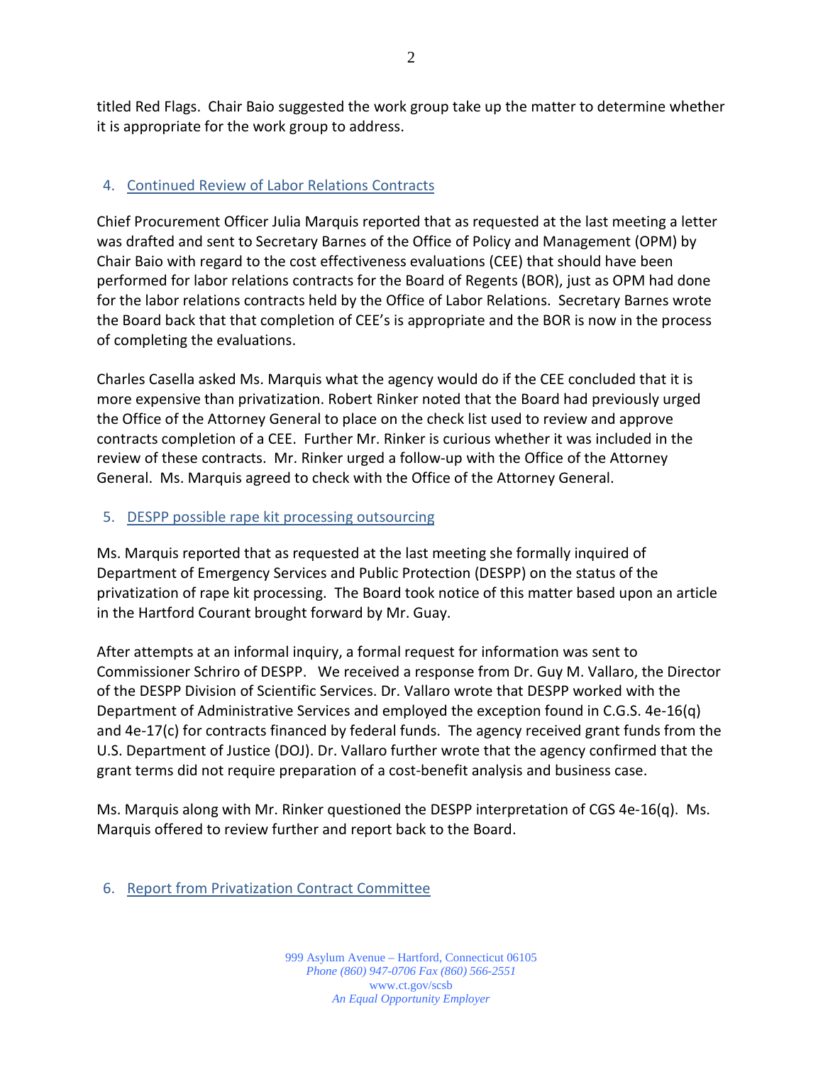titled Red Flags. Chair Baio suggested the work group take up the matter to determine whether it is appropriate for the work group to address.

## 4. Continued Review of Labor Relations Contracts

Chief Procurement Officer Julia Marquis reported that as requested at the last meeting a letter was drafted and sent to Secretary Barnes of the Office of Policy and Management (OPM) by Chair Baio with regard to the cost effectiveness evaluations (CEE) that should have been performed for labor relations contracts for the Board of Regents (BOR), just as OPM had done for the labor relations contracts held by the Office of Labor Relations. Secretary Barnes wrote the Board back that that completion of CEE's is appropriate and the BOR is now in the process of completing the evaluations.

Charles Casella asked Ms. Marquis what the agency would do if the CEE concluded that it is more expensive than privatization. Robert Rinker noted that the Board had previously urged the Office of the Attorney General to place on the check list used to review and approve contracts completion of a CEE. Further Mr. Rinker is curious whether it was included in the review of these contracts. Mr. Rinker urged a follow-up with the Office of the Attorney General. Ms. Marquis agreed to check with the Office of the Attorney General.

## 5. DESPP possible rape kit processing outsourcing

Ms. Marquis reported that as requested at the last meeting she formally inquired of Department of Emergency Services and Public Protection (DESPP) on the status of the privatization of rape kit processing. The Board took notice of this matter based upon an article in the Hartford Courant brought forward by Mr. Guay.

After attempts at an informal inquiry, a formal request for information was sent to Commissioner Schriro of DESPP. We received a response from Dr. Guy M. Vallaro, the Director of the DESPP Division of Scientific Services. Dr. Vallaro wrote that DESPP worked with the Department of Administrative Services and employed the exception found in C.G.S. 4e-16(q) and 4e-17(c) for contracts financed by federal funds. The agency received grant funds from the U.S. Department of Justice (DOJ). Dr. Vallaro further wrote that the agency confirmed that the grant terms did not require preparation of a cost-benefit analysis and business case.

Ms. Marquis along with Mr. Rinker questioned the DESPP interpretation of CGS 4e-16(q). Ms. Marquis offered to review further and report back to the Board.

## 6. Report from Privatization Contract Committee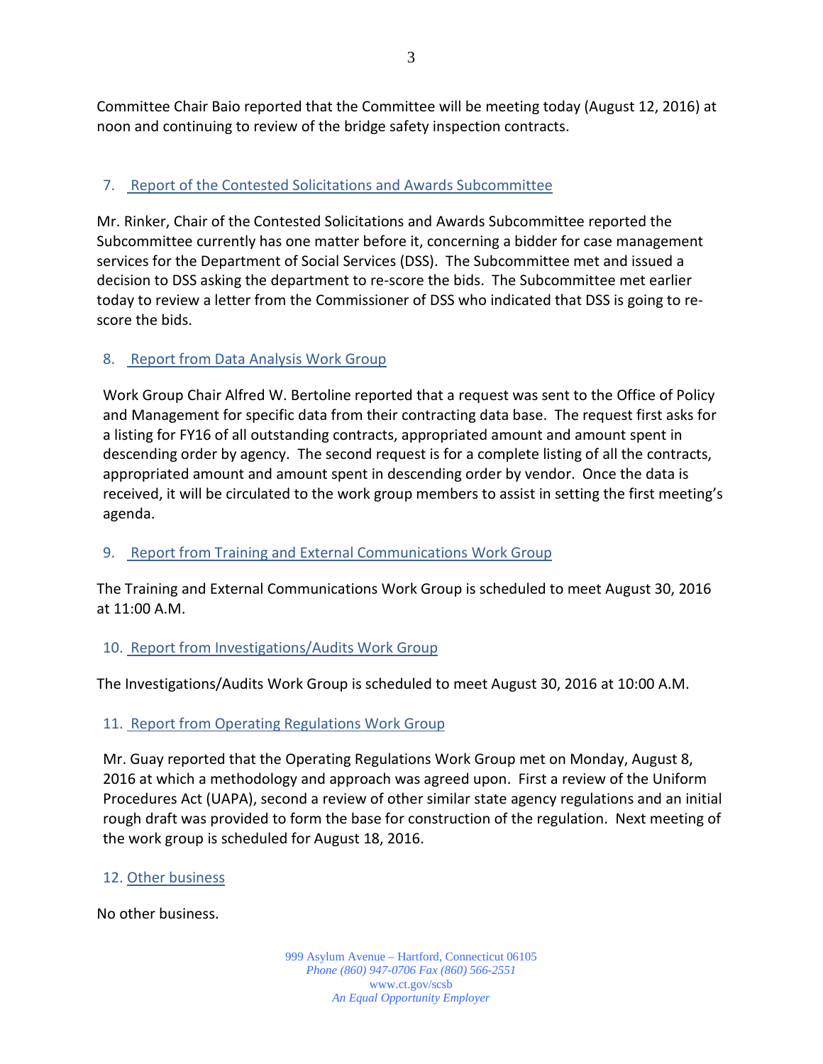Committee Chair Baio reported that the Committee will be meeting today (August 12, 2016) at noon and continuing to review of the bridge safety inspection contracts.

## 7. Report of the Contested Solicitations and Awards Subcommittee

Mr. Rinker, Chair of the Contested Solicitations and Awards Subcommittee reported the Subcommittee currently has one matter before it, concerning a bidder for case management services for the Department of Social Services (DSS). The Subcommittee met and issued a decision to DSS asking the department to re-score the bids. The Subcommittee met earlier today to review a letter from the Commissioner of DSS who indicated that DSS is going to re-score the bids.

## 8. Report from Data Analysis Work Group

Work Group Chair Alfred W. Bertoline reported that a request was sent to the Office of Policy and Management for specific data from their contracting data base. The request first asks for a listing for FY16 of all outstanding contracts, appropriated amount and amount spent in descending order by agency. The second request is for a complete listing of all the contracts, appropriated amount and amount spent in descending order by vendor. Once the data is received, it will be circulated to the work group members to assist in setting the first meeting's agenda.

## 9. Report from Training and External Communications Work Group

The Training and External Communications Work Group is scheduled to meet August 30, 2016 at 11:00 A.M.

## 10. Report from Investigations/Audits Work Group

The Investigations/Audits Work Group is scheduled to meet August 30, 2016 at 10:00 A.M.

## 11. Report from Operating Regulations Work Group

Mr. Guay reported that the Operating Regulations Work Group met on Monday, August 8, 2016 at which a methodology and approach was agreed upon. First a review of the Uniform Procedures Act (UAPA), second a review of other similar state agency regulations and an initial rough draft was provided to form the base for construction of the regulation. Next meeting of the work group is scheduled for August 18, 2016.

## 12. Other business

No other business.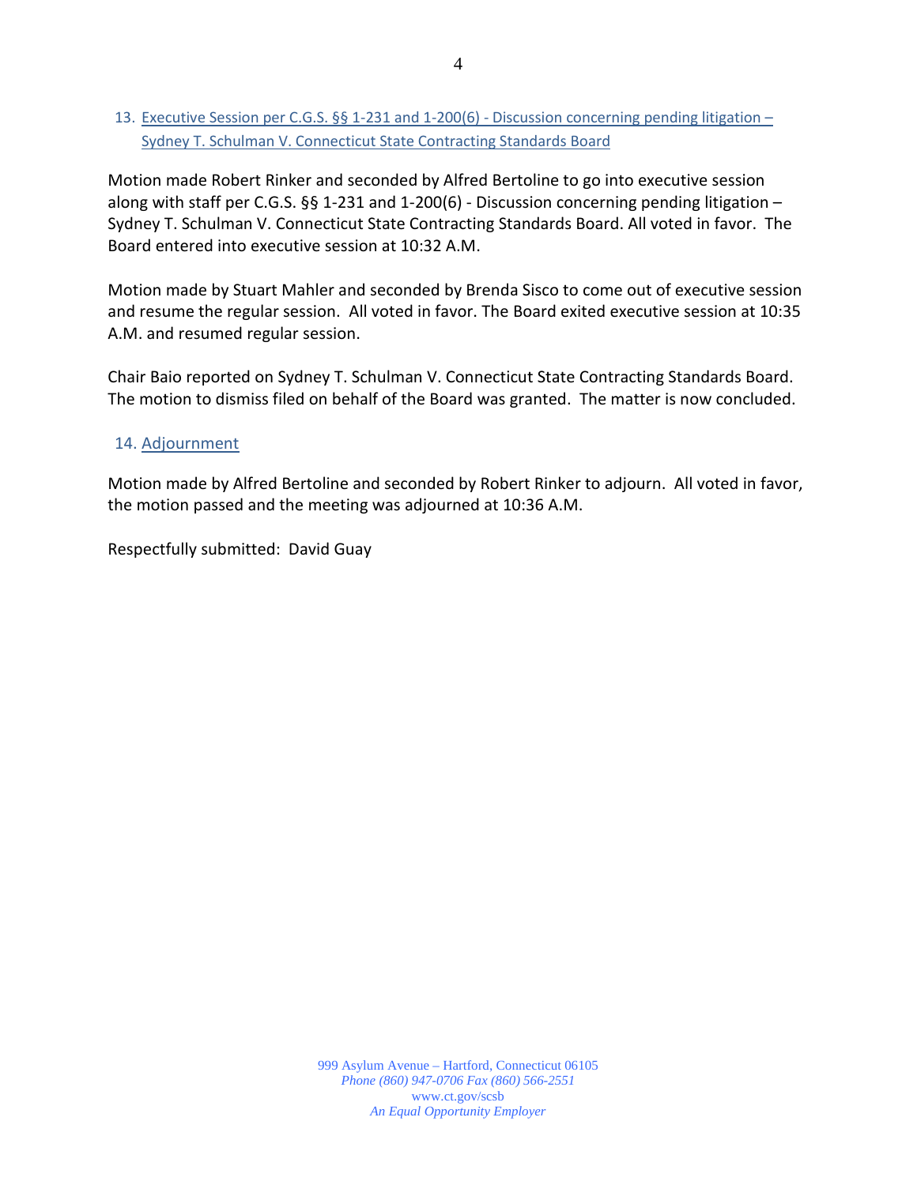13. Executive Session per C.G.S. §§ 1-231 and 1-200(6) - Discussion concerning pending litigation – Sydney T. Schulman V. Connecticut State Contracting Standards Board

Motion made Robert Rinker and seconded by Alfred Bertoline to go into executive session along with staff per C.G.S. §§ 1-231 and 1-200(6) - Discussion concerning pending litigation – Sydney T. Schulman V. Connecticut State Contracting Standards Board. All voted in favor. The Board entered into executive session at 10:32 A.M.

Motion made by Stuart Mahler and seconded by Brenda Sisco to come out of executive session and resume the regular session. All voted in favor. The Board exited executive session at 10:35 A.M. and resumed regular session.

Chair Baio reported on Sydney T. Schulman V. Connecticut State Contracting Standards Board. The motion to dismiss filed on behalf of the Board was granted. The matter is now concluded.

14. Adjournment

Motion made by Alfred Bertoline and seconded by Robert Rinker to adjourn. All voted in favor, the motion passed and the meeting was adjourned at 10:36 A.M.

Respectfully submitted: David Guay

999 Asylum Avenue – Hartford, Connecticut 06105
*Phone (860) 947-0706 Fax (860) 566-2551*
www.ct.gov/scsb
*An Equal Opportunity Employer*